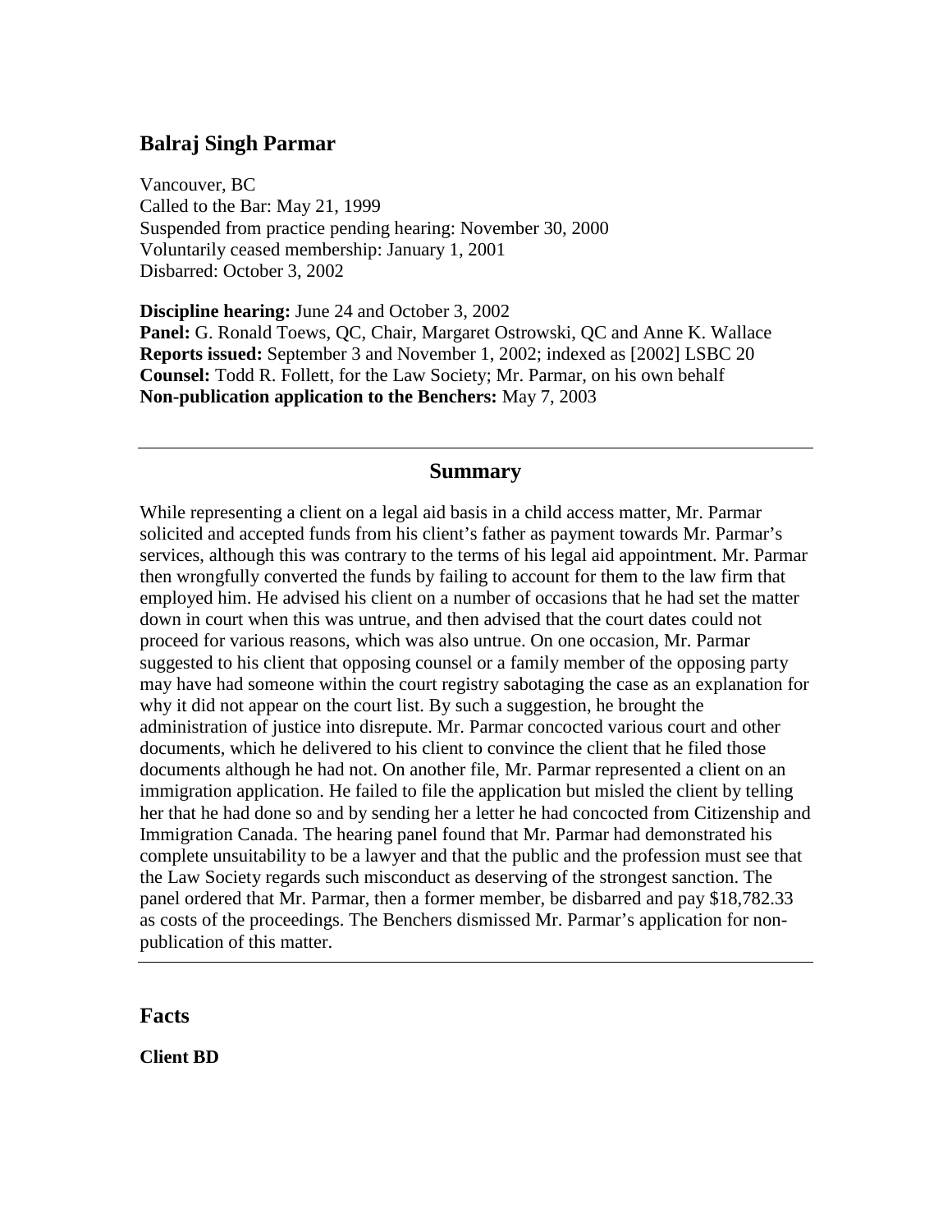## Balraj Singh Parmar

Vancouver, BC
Called to the Bar: May 21, 1999
Suspended from practice pending hearing: November 30, 2000
Voluntarily ceased membership: January 1, 2001
Disbarred: October 3, 2002

**Discipline hearing:** June 24 and October 3, 2002
**Panel:** G. Ronald Toews, QC, Chair, Margaret Ostrowski, QC and Anne K. Wallace
**Reports issued:** September 3 and November 1, 2002; indexed as [2002] LSBC 20
**Counsel:** Todd R. Follett, for the Law Society; Mr. Parmar, on his own behalf
**Non-publication application to the Benchers:** May 7, 2003

---

### Summary

While representing a client on a legal aid basis in a child access matter, Mr. Parmar solicited and accepted funds from his client's father as payment towards Mr. Parmar's services, although this was contrary to the terms of his legal aid appointment. Mr. Parmar then wrongfully converted the funds by failing to account for them to the law firm that employed him. He advised his client on a number of occasions that he had set the matter down in court when this was untrue, and then advised that the court dates could not proceed for various reasons, which was also untrue. On one occasion, Mr. Parmar suggested to his client that opposing counsel or a family member of the opposing party may have had someone within the court registry sabotaging the case as an explanation for why it did not appear on the court list. By such a suggestion, he brought the administration of justice into disrepute. Mr. Parmar concocted various court and other documents, which he delivered to his client to convince the client that he filed those documents although he had not. On another file, Mr. Parmar represented a client on an immigration application. He failed to file the application but misled the client by telling her that he had done so and by sending her a letter he had concocted from Citizenship and Immigration Canada. The hearing panel found that Mr. Parmar had demonstrated his complete unsuitability to be a lawyer and that the public and the profession must see that the Law Society regards such misconduct as deserving of the strongest sanction. The panel ordered that Mr. Parmar, then a former member, be disbarred and pay $18,782.33 as costs of the proceedings. The Benchers dismissed Mr. Parmar's application for non-publication of this matter.

---

## Facts

**Client BD**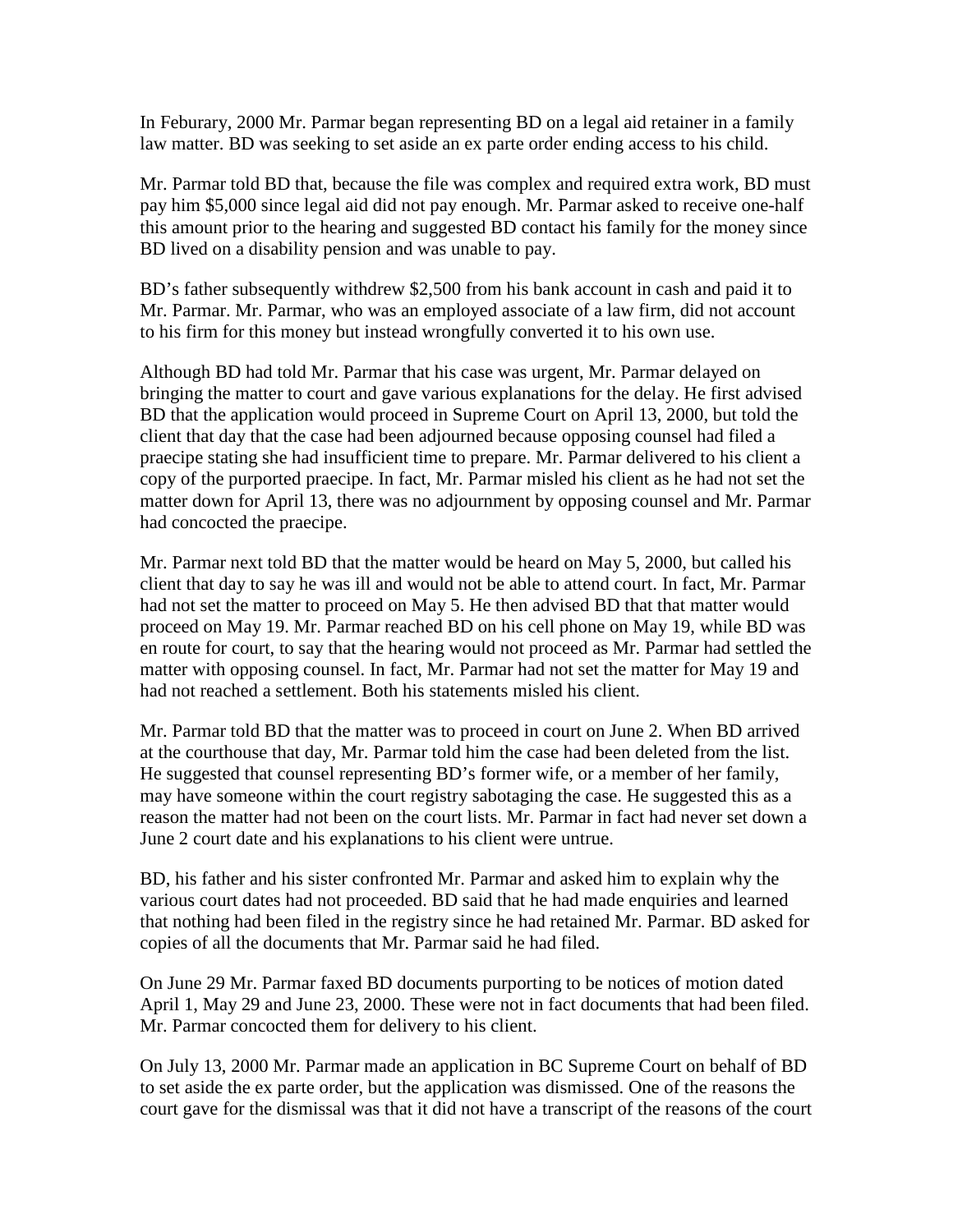In Feburary, 2000 Mr. Parmar began representing BD on a legal aid retainer in a family law matter. BD was seeking to set aside an ex parte order ending access to his child.

Mr. Parmar told BD that, because the file was complex and required extra work, BD must pay him $5,000 since legal aid did not pay enough. Mr. Parmar asked to receive one-half this amount prior to the hearing and suggested BD contact his family for the money since BD lived on a disability pension and was unable to pay.

BD's father subsequently withdrew $2,500 from his bank account in cash and paid it to Mr. Parmar. Mr. Parmar, who was an employed associate of a law firm, did not account to his firm for this money but instead wrongfully converted it to his own use.

Although BD had told Mr. Parmar that his case was urgent, Mr. Parmar delayed on bringing the matter to court and gave various explanations for the delay. He first advised BD that the application would proceed in Supreme Court on April 13, 2000, but told the client that day that the case had been adjourned because opposing counsel had filed a praecipe stating she had insufficient time to prepare. Mr. Parmar delivered to his client a copy of the purported praecipe. In fact, Mr. Parmar misled his client as he had not set the matter down for April 13, there was no adjournment by opposing counsel and Mr. Parmar had concocted the praecipe.

Mr. Parmar next told BD that the matter would be heard on May 5, 2000, but called his client that day to say he was ill and would not be able to attend court. In fact, Mr. Parmar had not set the matter to proceed on May 5. He then advised BD that that matter would proceed on May 19. Mr. Parmar reached BD on his cell phone on May 19, while BD was en route for court, to say that the hearing would not proceed as Mr. Parmar had settled the matter with opposing counsel. In fact, Mr. Parmar had not set the matter for May 19 and had not reached a settlement. Both his statements misled his client.

Mr. Parmar told BD that the matter was to proceed in court on June 2. When BD arrived at the courthouse that day, Mr. Parmar told him the case had been deleted from the list. He suggested that counsel representing BD's former wife, or a member of her family, may have someone within the court registry sabotaging the case. He suggested this as a reason the matter had not been on the court lists. Mr. Parmar in fact had never set down a June 2 court date and his explanations to his client were untrue.

BD, his father and his sister confronted Mr. Parmar and asked him to explain why the various court dates had not proceeded. BD said that he had made enquiries and learned that nothing had been filed in the registry since he had retained Mr. Parmar. BD asked for copies of all the documents that Mr. Parmar said he had filed.

On June 29 Mr. Parmar faxed BD documents purporting to be notices of motion dated April 1, May 29 and June 23, 2000. These were not in fact documents that had been filed. Mr. Parmar concocted them for delivery to his client.

On July 13, 2000 Mr. Parmar made an application in BC Supreme Court on behalf of BD to set aside the ex parte order, but the application was dismissed. One of the reasons the court gave for the dismissal was that it did not have a transcript of the reasons of the court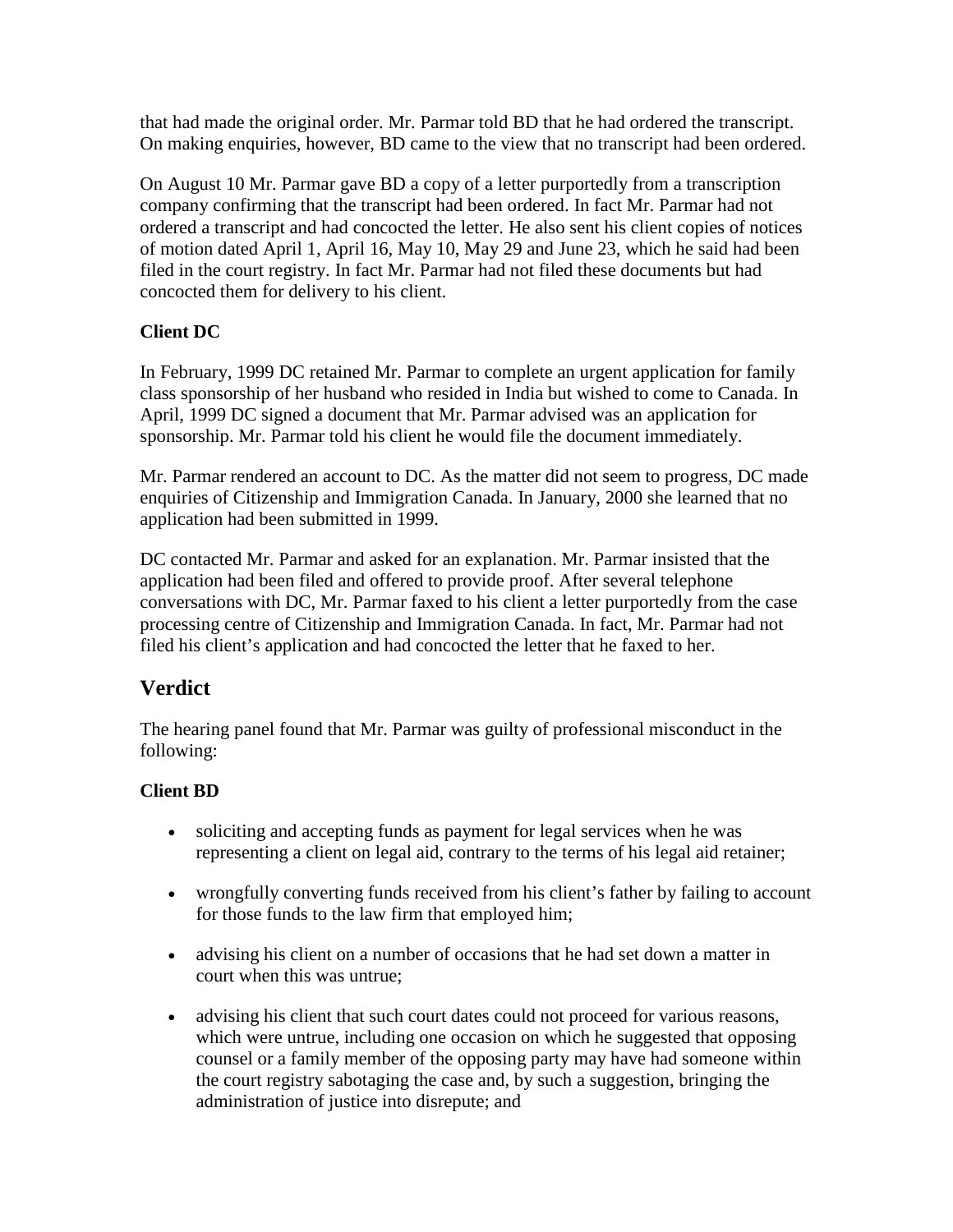that had made the original order. Mr. Parmar told BD that he had ordered the transcript. On making enquiries, however, BD came to the view that no transcript had been ordered.

On August 10 Mr. Parmar gave BD a copy of a letter purportedly from a transcription company confirming that the transcript had been ordered. In fact Mr. Parmar had not ordered a transcript and had concocted the letter. He also sent his client copies of notices of motion dated April 1, April 16, May 10, May 29 and June 23, which he said had been filed in the court registry. In fact Mr. Parmar had not filed these documents but had concocted them for delivery to his client.

**Client DC**

In February, 1999 DC retained Mr. Parmar to complete an urgent application for family class sponsorship of her husband who resided in India but wished to come to Canada. In April, 1999 DC signed a document that Mr. Parmar advised was an application for sponsorship. Mr. Parmar told his client he would file the document immediately.

Mr. Parmar rendered an account to DC. As the matter did not seem to progress, DC made enquiries of Citizenship and Immigration Canada. In January, 2000 she learned that no application had been submitted in 1999.

DC contacted Mr. Parmar and asked for an explanation. Mr. Parmar insisted that the application had been filed and offered to provide proof. After several telephone conversations with DC, Mr. Parmar faxed to his client a letter purportedly from the case processing centre of Citizenship and Immigration Canada. In fact, Mr. Parmar had not filed his client's application and had concocted the letter that he faxed to her.

## Verdict

The hearing panel found that Mr. Parmar was guilty of professional misconduct in the following:

**Client BD**

- soliciting and accepting funds as payment for legal services when he was representing a client on legal aid, contrary to the terms of his legal aid retainer;
- wrongfully converting funds received from his client's father by failing to account for those funds to the law firm that employed him;
- advising his client on a number of occasions that he had set down a matter in court when this was untrue;
- advising his client that such court dates could not proceed for various reasons, which were untrue, including one occasion on which he suggested that opposing counsel or a family member of the opposing party may have had someone within the court registry sabotaging the case and, by such a suggestion, bringing the administration of justice into disrepute; and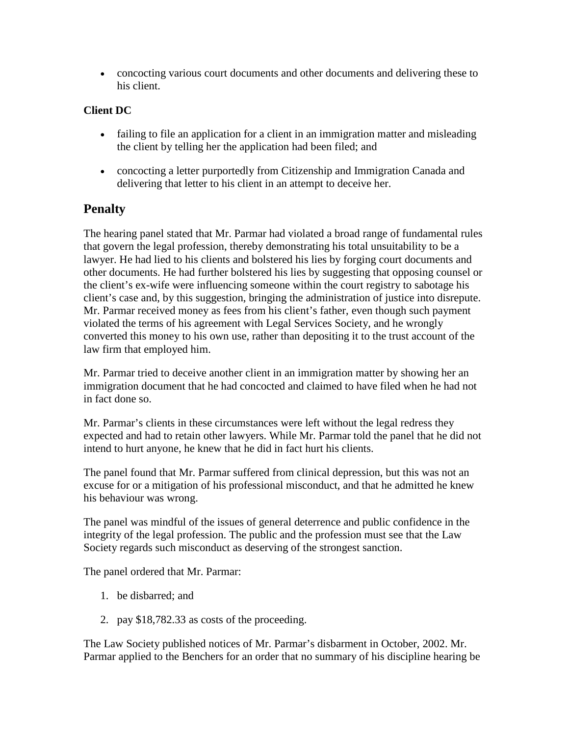- concocting various court documents and other documents and delivering these to his client.

**Client DC**

- failing to file an application for a client in an immigration matter and misleading the client by telling her the application had been filed; and
- concocting a letter purportedly from Citizenship and Immigration Canada and delivering that letter to his client in an attempt to deceive her.

## Penalty

The hearing panel stated that Mr. Parmar had violated a broad range of fundamental rules that govern the legal profession, thereby demonstrating his total unsuitability to be a lawyer. He had lied to his clients and bolstered his lies by forging court documents and other documents. He had further bolstered his lies by suggesting that opposing counsel or the client's ex-wife were influencing someone within the court registry to sabotage his client's case and, by this suggestion, bringing the administration of justice into disrepute. Mr. Parmar received money as fees from his client's father, even though such payment violated the terms of his agreement with Legal Services Society, and he wrongly converted this money to his own use, rather than depositing it to the trust account of the law firm that employed him.

Mr. Parmar tried to deceive another client in an immigration matter by showing her an immigration document that he had concocted and claimed to have filed when he had not in fact done so.

Mr. Parmar's clients in these circumstances were left without the legal redress they expected and had to retain other lawyers. While Mr. Parmar told the panel that he did not intend to hurt anyone, he knew that he did in fact hurt his clients.

The panel found that Mr. Parmar suffered from clinical depression, but this was not an excuse for or a mitigation of his professional misconduct, and that he admitted he knew his behaviour was wrong.

The panel was mindful of the issues of general deterrence and public confidence in the integrity of the legal profession. The public and the profession must see that the Law Society regards such misconduct as deserving of the strongest sanction.

The panel ordered that Mr. Parmar:

1. be disbarred; and
2. pay $18,782.33 as costs of the proceeding.

The Law Society published notices of Mr. Parmar's disbarment in October, 2002. Mr. Parmar applied to the Benchers for an order that no summary of his discipline hearing be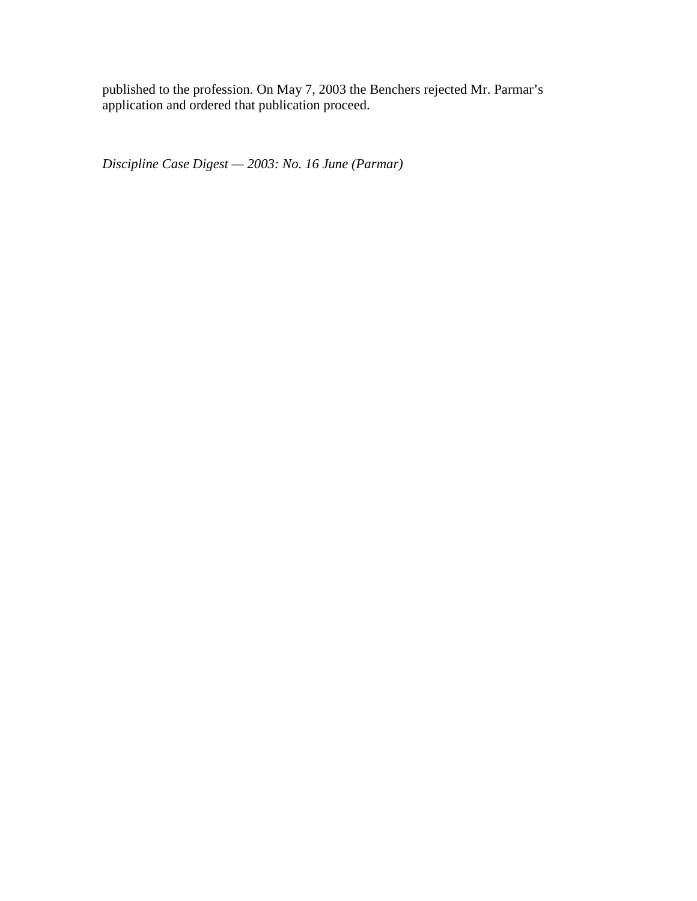published to the profession. On May 7, 2003 the Benchers rejected Mr. Parmar's application and ordered that publication proceed.

*Discipline Case Digest — 2003: No. 16 June (Parmar)*